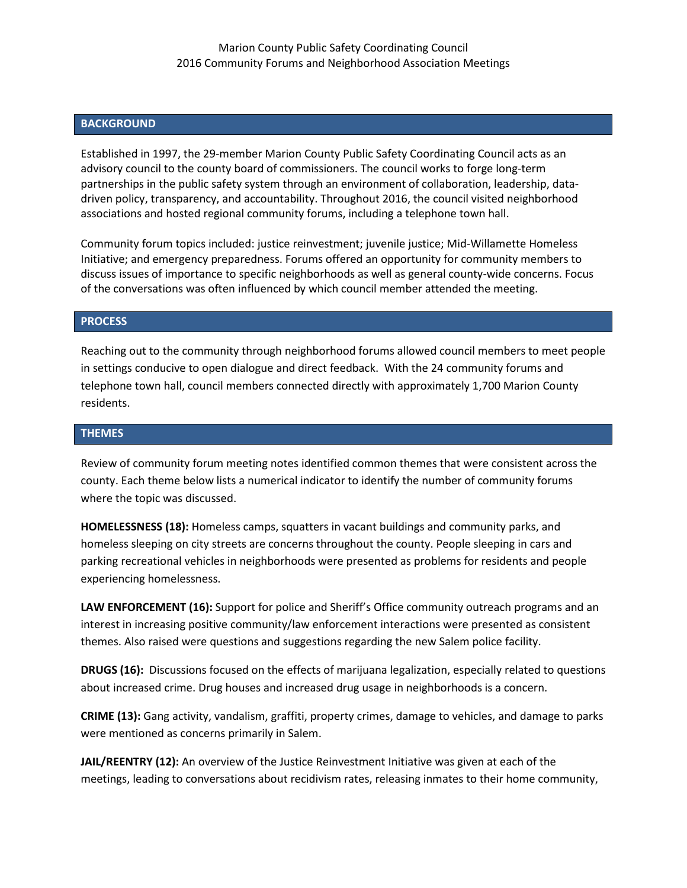Marion County Public Safety Coordinating Council
2016 Community Forums and Neighborhood Association Meetings

## BACKGROUND

Established in 1997, the 29-member Marion County Public Safety Coordinating Council acts as an advisory council to the county board of commissioners. The council works to forge long-term partnerships in the public safety system through an environment of collaboration, leadership, data-driven policy, transparency, and accountability. Throughout 2016, the council visited neighborhood associations and hosted regional community forums, including a telephone town hall.

Community forum topics included: justice reinvestment; juvenile justice; Mid-Willamette Homeless Initiative; and emergency preparedness. Forums offered an opportunity for community members to discuss issues of importance to specific neighborhoods as well as general county-wide concerns. Focus of the conversations was often influenced by which council member attended the meeting.

## PROCESS

Reaching out to the community through neighborhood forums allowed council members to meet people in settings conducive to open dialogue and direct feedback. With the 24 community forums and telephone town hall, council members connected directly with approximately 1,700 Marion County residents.

## THEMES

Review of community forum meeting notes identified common themes that were consistent across the county. Each theme below lists a numerical indicator to identify the number of community forums where the topic was discussed.

**HOMELESSNESS (18):** Homeless camps, squatters in vacant buildings and community parks, and homeless sleeping on city streets are concerns throughout the county. People sleeping in cars and parking recreational vehicles in neighborhoods were presented as problems for residents and people experiencing homelessness.

**LAW ENFORCEMENT (16):** Support for police and Sheriff's Office community outreach programs and an interest in increasing positive community/law enforcement interactions were presented as consistent themes. Also raised were questions and suggestions regarding the new Salem police facility.

**DRUGS (16):** Discussions focused on the effects of marijuana legalization, especially related to questions about increased crime. Drug houses and increased drug usage in neighborhoods is a concern.

**CRIME (13):** Gang activity, vandalism, graffiti, property crimes, damage to vehicles, and damage to parks were mentioned as concerns primarily in Salem.

**JAIL/REENTRY (12):** An overview of the Justice Reinvestment Initiative was given at each of the meetings, leading to conversations about recidivism rates, releasing inmates to their home community,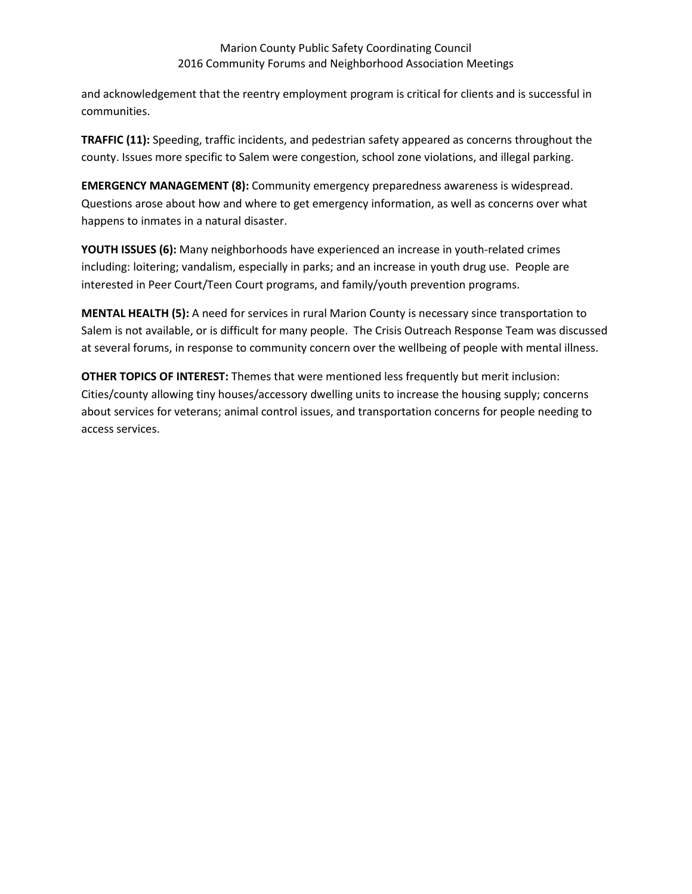and acknowledgement that the reentry employment program is critical for clients and is successful in communities.

**TRAFFIC (11):** Speeding, traffic incidents, and pedestrian safety appeared as concerns throughout the county. Issues more specific to Salem were congestion, school zone violations, and illegal parking.

**EMERGENCY MANAGEMENT (8):** Community emergency preparedness awareness is widespread. Questions arose about how and where to get emergency information, as well as concerns over what happens to inmates in a natural disaster.

**YOUTH ISSUES (6):** Many neighborhoods have experienced an increase in youth-related crimes including: loitering; vandalism, especially in parks; and an increase in youth drug use. People are interested in Peer Court/Teen Court programs, and family/youth prevention programs.

**MENTAL HEALTH (5):** A need for services in rural Marion County is necessary since transportation to Salem is not available, or is difficult for many people. The Crisis Outreach Response Team was discussed at several forums, in response to community concern over the wellbeing of people with mental illness.

**OTHER TOPICS OF INTEREST:** Themes that were mentioned less frequently but merit inclusion: Cities/county allowing tiny houses/accessory dwelling units to increase the housing supply; concerns about services for veterans; animal control issues, and transportation concerns for people needing to access services.